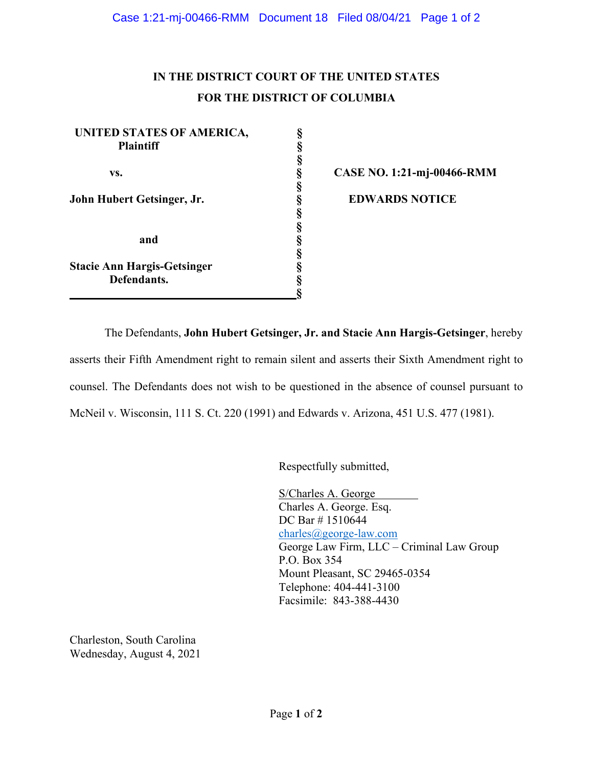**IN THE DISTRICT COURT OF THE UNITED STATES**
**FOR THE DISTRICT OF COLUMBIA**

| | | |
|---|---|---|
| **UNITED STATES OF AMERICA,** **Plaintiff** | § | |
| **vs.** | § | **CASE NO. 1:21-mj-00466-RMM** |
| **John Hubert Getsinger, Jr.** | § | **EDWARDS NOTICE** |
| **and** | § | |
| **Stacie Ann Hargis-Getsinger** **Defendants.** | § | |

The Defendants, **John Hubert Getsinger, Jr. and Stacie Ann Hargis-Getsinger**, hereby asserts their Fifth Amendment right to remain silent and asserts their Sixth Amendment right to counsel. The Defendants does not wish to be questioned in the absence of counsel pursuant to McNeil v. Wisconsin, 111 S. Ct. 220 (1991) and Edwards v. Arizona, 451 U.S. 477 (1981).

Respectfully submitted,

S/Charles A. George
Charles A. George. Esq.
DC Bar # 1510644
charles@george-law.com
George Law Firm, LLC – Criminal Law Group
P.O. Box 354
Mount Pleasant, SC 29465-0354
Telephone: 404-441-3100
Facsimile: 843-388-4430

Charleston, South Carolina
Wednesday, August 4, 2021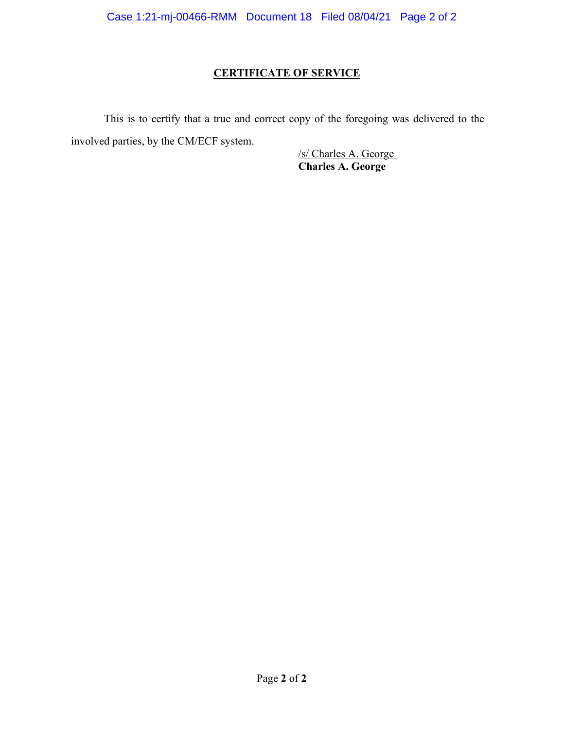## CERTIFICATE OF SERVICE

This is to certify that a true and correct copy of the foregoing was delivered to the involved parties, by the CM/ECF system.

/s/ Charles A. George
**Charles A. George**